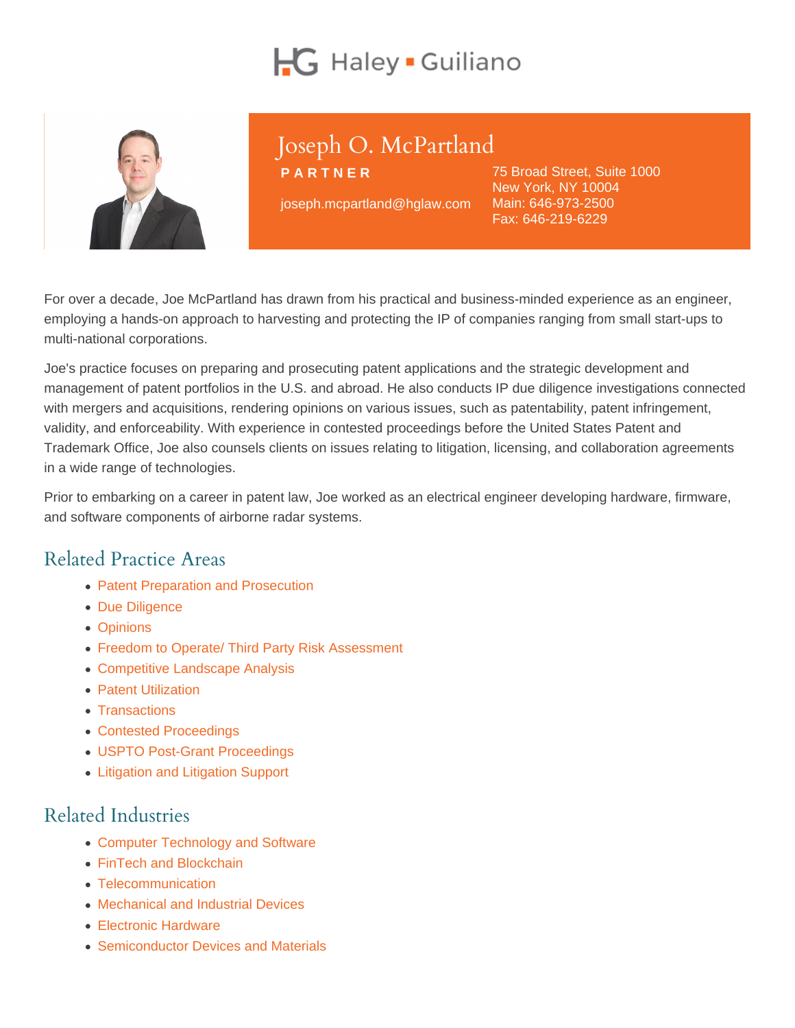Haley ▪ Guiliano

# Joseph O. McPartland

**PARTNER**

joseph.mcpartland@hglaw.com

75 Broad Street, Suite 1000
New York, NY 10004
Main: 646-973-2500
Fax: 646-219-6229

For over a decade, Joe McPartland has drawn from his practical and business-minded experience as an engineer, employing a hands-on approach to harvesting and protecting the IP of companies ranging from small start-ups to multi-national corporations.

Joe's practice focuses on preparing and prosecuting patent applications and the strategic development and management of patent portfolios in the U.S. and abroad. He also conducts IP due diligence investigations connected with mergers and acquisitions, rendering opinions on various issues, such as patentability, patent infringement, validity, and enforceability. With experience in contested proceedings before the United States Patent and Trademark Office, Joe also counsels clients on issues relating to litigation, licensing, and collaboration agreements in a wide range of technologies.

Prior to embarking on a career in patent law, Joe worked as an electrical engineer developing hardware, firmware, and software components of airborne radar systems.

## Related Practice Areas

- Patent Preparation and Prosecution
- Due Diligence
- Opinions
- Freedom to Operate/ Third Party Risk Assessment
- Competitive Landscape Analysis
- Patent Utilization
- Transactions
- Contested Proceedings
- USPTO Post-Grant Proceedings
- Litigation and Litigation Support

## Related Industries

- Computer Technology and Software
- FinTech and Blockchain
- Telecommunication
- Mechanical and Industrial Devices
- Electronic Hardware
- Semiconductor Devices and Materials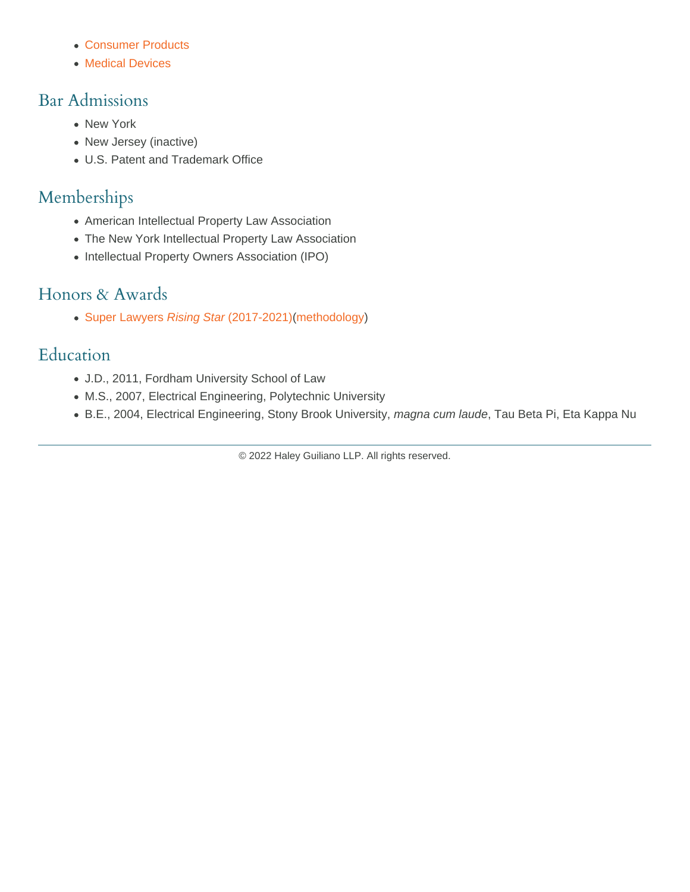- Consumer Products
- Medical Devices

## Bar Admissions

- New York
- New Jersey (inactive)
- U.S. Patent and Trademark Office

## Memberships

- American Intellectual Property Law Association
- The New York Intellectual Property Law Association
- Intellectual Property Owners Association (IPO)

## Honors & Awards

- Super Lawyers *Rising Star* (2017-2021)(methodology)

## Education

- J.D., 2011, Fordham University School of Law
- M.S., 2007, Electrical Engineering, Polytechnic University
- B.E., 2004, Electrical Engineering, Stony Brook University, *magna cum laude*, Tau Beta Pi, Eta Kappa Nu

---

© 2022 Haley Guiliano LLP. All rights reserved.